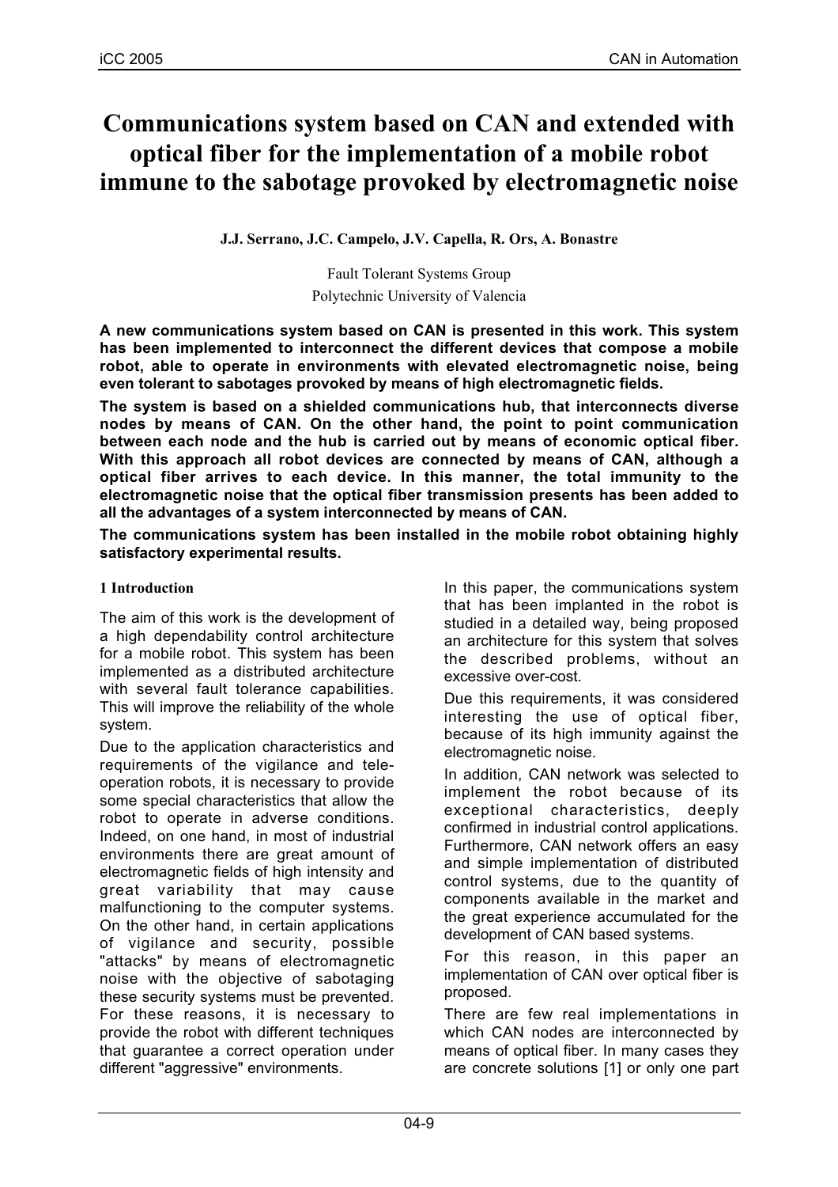# Communications system based on CAN and extended with optical fiber for the implementation of a mobile robot immune to the sabotage provoked by electromagnetic noise

**J.J. Serrano, J.C. Campelo, J.V. Capella, R. Ors, A. Bonastre**

Fault Tolerant Systems Group
Polytechnic University of Valencia

**A new communications system based on CAN is presented in this work. This system has been implemented to interconnect the different devices that compose a mobile robot, able to operate in environments with elevated electromagnetic noise, being even tolerant to sabotages provoked by means of high electromagnetic fields.**

**The system is based on a shielded communications hub, that interconnects diverse nodes by means of CAN. On the other hand, the point to point communication between each node and the hub is carried out by means of economic optical fiber. With this approach all robot devices are connected by means of CAN, although a optical fiber arrives to each device. In this manner, the total immunity to the electromagnetic noise that the optical fiber transmission presents has been added to all the advantages of a system interconnected by means of CAN.**

**The communications system has been installed in the mobile robot obtaining highly satisfactory experimental results.**

## 1 Introduction

The aim of this work is the development of a high dependability control architecture for a mobile robot. This system has been implemented as a distributed architecture with several fault tolerance capabilities. This will improve the reliability of the whole system.

Due to the application characteristics and requirements of the vigilance and tele-operation robots, it is necessary to provide some special characteristics that allow the robot to operate in adverse conditions. Indeed, on one hand, in most of industrial environments there are great amount of electromagnetic fields of high intensity and great variability that may cause malfunctioning to the computer systems. On the other hand, in certain applications of vigilance and security, possible "attacks" by means of electromagnetic noise with the objective of sabotaging these security systems must be prevented. For these reasons, it is necessary to provide the robot with different techniques that guarantee a correct operation under different "aggressive" environments.

In this paper, the communications system that has been implanted in the robot is studied in a detailed way, being proposed an architecture for this system that solves the described problems, without an excessive over-cost.

Due this requirements, it was considered interesting the use of optical fiber, because of its high immunity against the electromagnetic noise.

In addition, CAN network was selected to implement the robot because of its exceptional characteristics, deeply confirmed in industrial control applications. Furthermore, CAN network offers an easy and simple implementation of distributed control systems, due to the quantity of components available in the market and the great experience accumulated for the development of CAN based systems.

For this reason, in this paper an implementation of CAN over optical fiber is proposed.

There are few real implementations in which CAN nodes are interconnected by means of optical fiber. In many cases they are concrete solutions [1] or only one part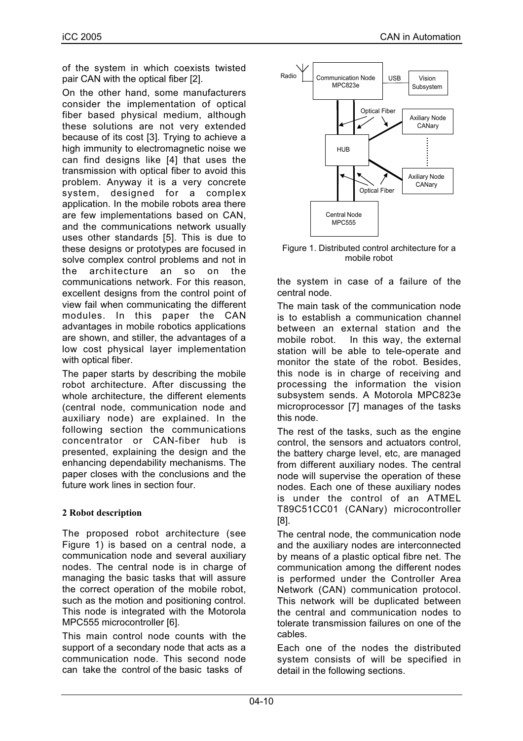of the system in which coexists twisted pair CAN with the optical fiber [2].

On the other hand, some manufacturers consider the implementation of optical fiber based physical medium, although these solutions are not very extended because of its cost [3]. Trying to achieve a high immunity to electromagnetic noise we can find designs like [4] that uses the transmission with optical fiber to avoid this problem. Anyway it is a very concrete system, designed for a complex application. In the mobile robots area there are few implementations based on CAN, and the communications network usually uses other standards [5]. This is due to these designs or prototypes are focused in solve complex control problems and not in the architecture an so on the communications network. For this reason, excellent designs from the control point of view fail when communicating the different modules. In this paper the CAN advantages in mobile robotics applications are shown, and stiller, the advantages of a low cost physical layer implementation with optical fiber.

The paper starts by describing the mobile robot architecture. After discussing the whole architecture, the different elements (central node, communication node and auxiliary node) are explained. In the following section the communications concentrator or CAN-fiber hub is presented, explaining the design and the enhancing dependability mechanisms. The paper closes with the conclusions and the future work lines in section four.

## 2 Robot description

The proposed robot architecture (see Figure 1) is based on a central node, a communication node and several auxiliary nodes. The central node is in charge of managing the basic tasks that will assure the correct operation of the mobile robot, such as the motion and positioning control. This node is integrated with the Motorola MPC555 microcontroller [6].

This main control node counts with the support of a secondary node that acts as a communication node. This second node can take the control of the basic tasks of the system in case of a failure of the central node.

Figure 1. Distributed control architecture for a mobile robot

The main task of the communication node is to establish a communication channel between an external station and the mobile robot. In this way, the external station will be able to tele-operate and monitor the state of the robot. Besides, this node is in charge of receiving and processing the information the vision subsystem sends. A Motorola MPC823e microprocessor [7] manages of the tasks this node.

The rest of the tasks, such as the engine control, the sensors and actuators control, the battery charge level, etc, are managed from different auxiliary nodes. The central node will supervise the operation of these nodes. Each one of these auxiliary nodes is under the control of an ATMEL T89C51CC01 (CANary) microcontroller [8].

The central node, the communication node and the auxiliary nodes are interconnected by means of a plastic optical fibre net. The communication among the different nodes is performed under the Controller Area Network (CAN) communication protocol. This network will be duplicated between the central and communication nodes to tolerate transmission failures on one of the cables.

Each one of the nodes the distributed system consists of will be specified in detail in the following sections.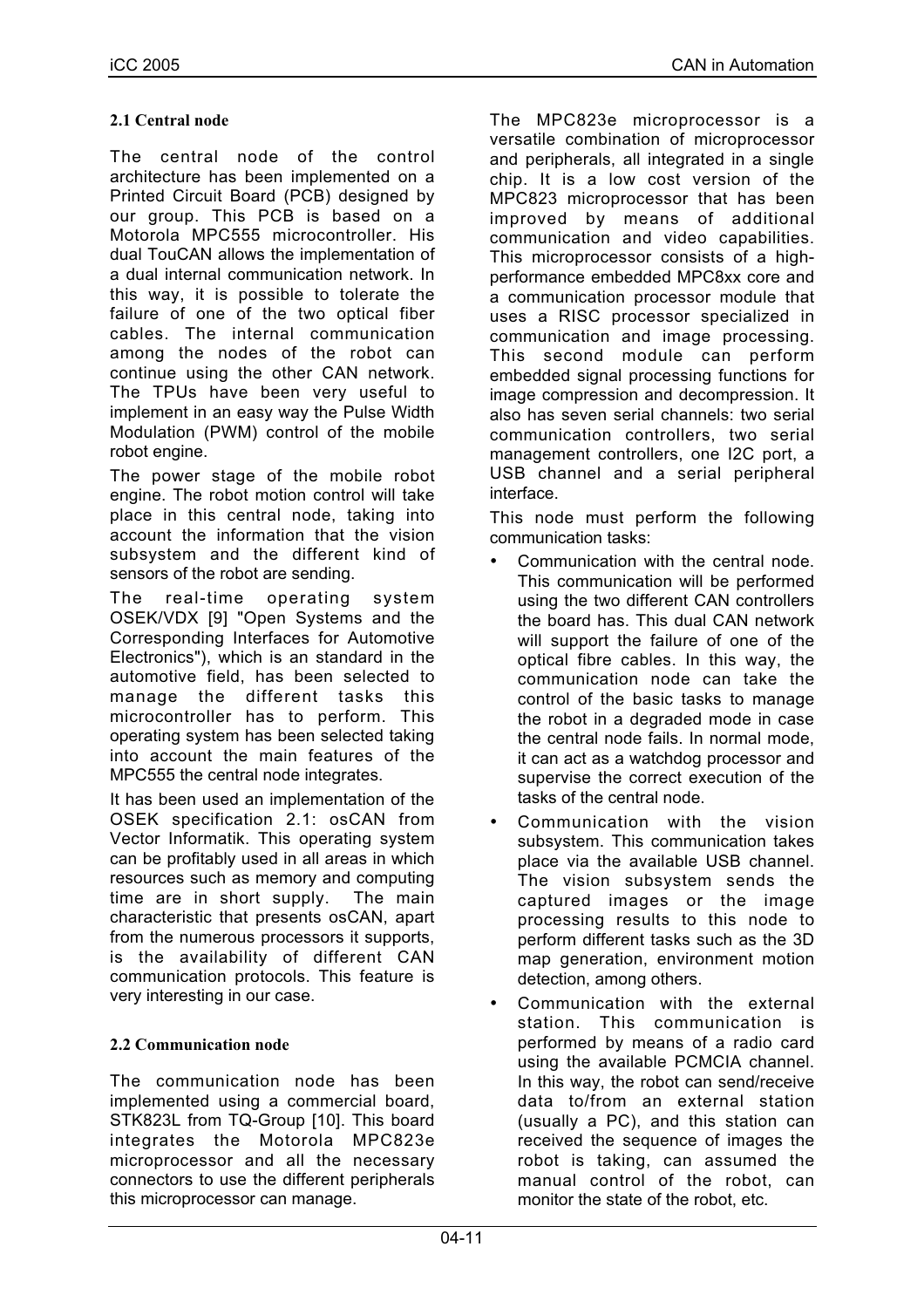### 2.1 Central node

The central node of the control architecture has been implemented on a Printed Circuit Board (PCB) designed by our group. This PCB is based on a Motorola MPC555 microcontroller. His dual TouCAN allows the implementation of a dual internal communication network. In this way, it is possible to tolerate the failure of one of the two optical fiber cables. The internal communication among the nodes of the robot can continue using the other CAN network. The TPUs have been very useful to implement in an easy way the Pulse Width Modulation (PWM) control of the mobile robot engine.

The power stage of the mobile robot engine. The robot motion control will take place in this central node, taking into account the information that the vision subsystem and the different kind of sensors of the robot are sending.

The real-time operating system OSEK/VDX [9] "Open Systems and the Corresponding Interfaces for Automotive Electronics"), which is an standard in the automotive field, has been selected to manage the different tasks this microcontroller has to perform. This operating system has been selected taking into account the main features of the MPC555 the central node integrates.

It has been used an implementation of the OSEK specification 2.1: osCAN from Vector Informatik. This operating system can be profitably used in all areas in which resources such as memory and computing time are in short supply. The main characteristic that presents osCAN, apart from the numerous processors it supports, is the availability of different CAN communication protocols. This feature is very interesting in our case.

### 2.2 Communication node

The communication node has been implemented using a commercial board, STK823L from TQ-Group [10]. This board integrates the Motorola MPC823e microprocessor and all the necessary connectors to use the different peripherals this microprocessor can manage.

The MPC823e microprocessor is a versatile combination of microprocessor and peripherals, all integrated in a single chip. It is a low cost version of the MPC823 microprocessor that has been improved by means of additional communication and video capabilities. This microprocessor consists of a high-performance embedded MPC8xx core and a communication processor module that uses a RISC processor specialized in communication and image processing. This second module can perform embedded signal processing functions for image compression and decompression. It also has seven serial channels: two serial communication controllers, two serial management controllers, one I2C port, a USB channel and a serial peripheral interface.

This node must perform the following communication tasks:

- Communication with the central node. This communication will be performed using the two different CAN controllers the board has. This dual CAN network will support the failure of one of the optical fibre cables. In this way, the communication node can take the control of the basic tasks to manage the robot in a degraded mode in case the central node fails. In normal mode, it can act as a watchdog processor and supervise the correct execution of the tasks of the central node.
- Communication with the vision subsystem. This communication takes place via the available USB channel. The vision subsystem sends the captured images or the image processing results to this node to perform different tasks such as the 3D map generation, environment motion detection, among others.
- Communication with the external station. This communication is performed by means of a radio card using the available PCMCIA channel. In this way, the robot can send/receive data to/from an external station (usually a PC), and this station can received the sequence of images the robot is taking, can assumed the manual control of the robot, can monitor the state of the robot, etc.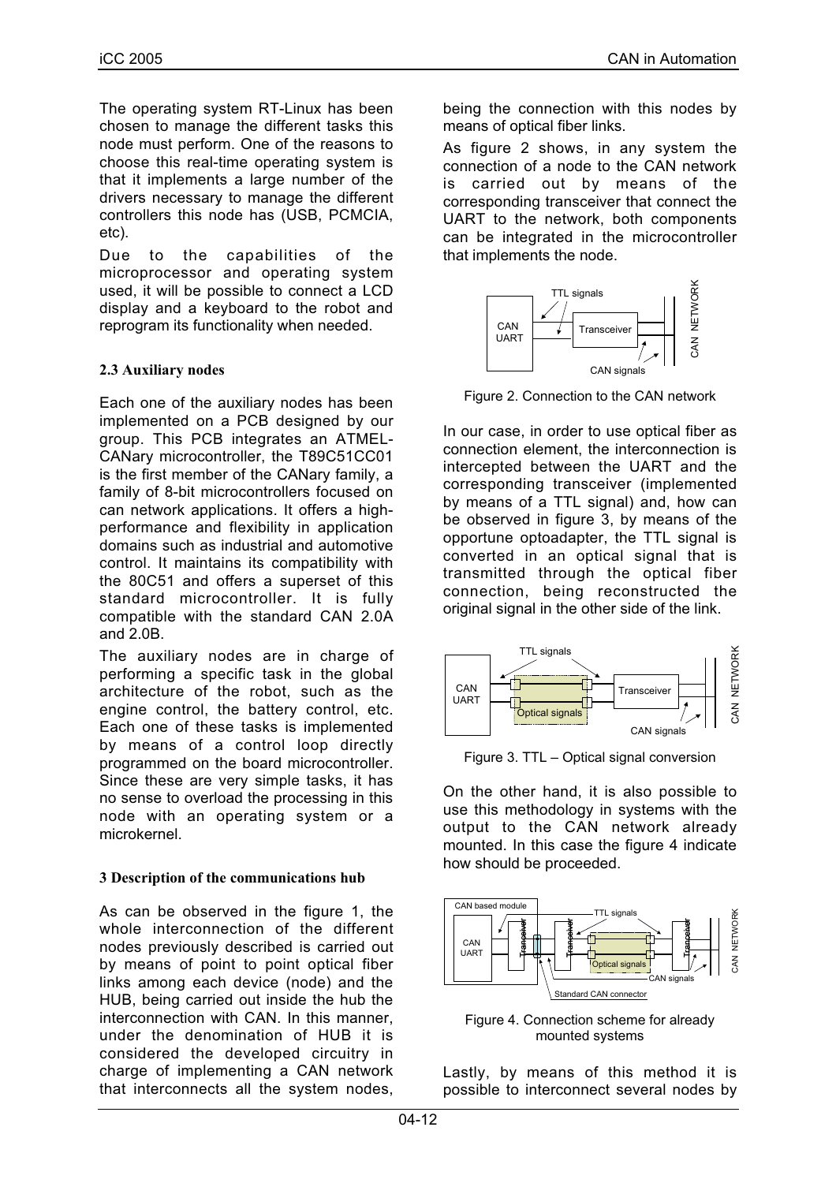The operating system RT-Linux has been chosen to manage the different tasks this node must perform. One of the reasons to choose this real-time operating system is that it implements a large number of the drivers necessary to manage the different controllers this node has (USB, PCMCIA, etc).

Due to the capabilities of the microprocessor and operating system used, it will be possible to connect a LCD display and a keyboard to the robot and reprogram its functionality when needed.

### 2.3 Auxiliary nodes

Each one of the auxiliary nodes has been implemented on a PCB designed by our group. This PCB integrates an ATMEL-CANary microcontroller, the T89C51CC01 is the first member of the CANary family, a family of 8-bit microcontrollers focused on can network applications. It offers a high-performance and flexibility in application domains such as industrial and automotive control. It maintains its compatibility with the 80C51 and offers a superset of this standard microcontroller. It is fully compatible with the standard CAN 2.0A and 2.0B.

The auxiliary nodes are in charge of performing a specific task in the global architecture of the robot, such as the engine control, the battery control, etc. Each one of these tasks is implemented by means of a control loop directly programmed on the board microcontroller. Since these are very simple tasks, it has no sense to overload the processing in this node with an operating system or a microkernel.

## 3 Description of the communications hub

As can be observed in the figure 1, the whole interconnection of the different nodes previously described is carried out by means of point to point optical fiber links among each device (node) and the HUB, being carried out inside the hub the interconnection with CAN. In this manner, under the denomination of HUB it is considered the developed circuitry in charge of implementing a CAN network that interconnects all the system nodes, being the connection with this nodes by means of optical fiber links.

As figure 2 shows, in any system the connection of a node to the CAN network is carried out by means of the corresponding transceiver that connect the UART to the network, both components can be integrated in the microcontroller that implements the node.

Figure 2. Connection to the CAN network

In our case, in order to use optical fiber as connection element, the interconnection is intercepted between the UART and the corresponding transceiver (implemented by means of a TTL signal) and, how can be observed in figure 3, by means of the opportune optoadapter, the TTL signal is converted in an optical signal that is transmitted through the optical fiber connection, being reconstructed the original signal in the other side of the link.

Figure 3. TTL – Optical signal conversion

On the other hand, it is also possible to use this methodology in systems with the output to the CAN network already mounted. In this case the figure 4 indicate how should be proceeded.

Figure 4. Connection scheme for already mounted systems

Lastly, by means of this method it is possible to interconnect several nodes by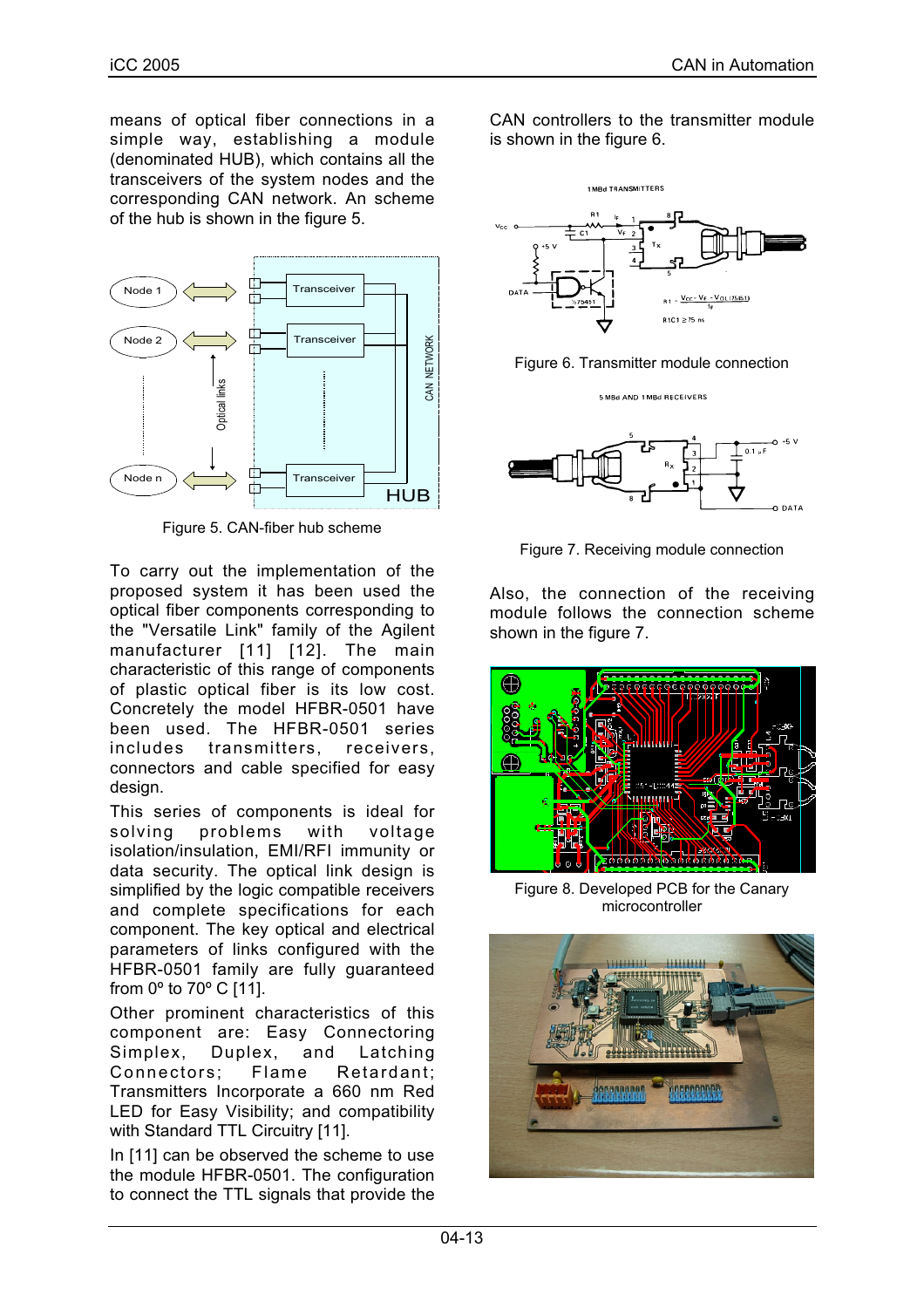means of optical fiber connections in a simple way, establishing a module (denominated HUB), which contains all the transceivers of the system nodes and the corresponding CAN network. An scheme of the hub is shown in the figure 5.

Figure 5. CAN-fiber hub scheme

To carry out the implementation of the proposed system it has been used the optical fiber components corresponding to the "Versatile Link" family of the Agilent manufacturer [11] [12]. The main characteristic of this range of components of plastic optical fiber is its low cost. Concretely the model HFBR-0501 have been used. The HFBR-0501 series includes transmitters, receivers, connectors and cable specified for easy design.

This series of components is ideal for solving problems with voltage isolation/insulation, EMI/RFI immunity or data security. The optical link design is simplified by the logic compatible receivers and complete specifications for each component. The key optical and electrical parameters of links configured with the HFBR-0501 family are fully guaranteed from 0º to 70º C [11].

Other prominent characteristics of this component are: Easy Connecting Simplex, Duplex, and Latching Connectors; Flame Retardant; Transmitters Incorporate a 660 nm Red LED for Easy Visibility; and compatibility with Standard TTL Circuitry [11].

In [11] can be observed the scheme to use the module HFBR-0501. The configuration to connect the TTL signals that provide the CAN controllers to the transmitter module is shown in the figure 6.

Figure 6. Transmitter module connection

Figure 7. Receiving module connection

Also, the connection of the receiving module follows the connection scheme shown in the figure 7.

Figure 8. Developed PCB for the Canary microcontroller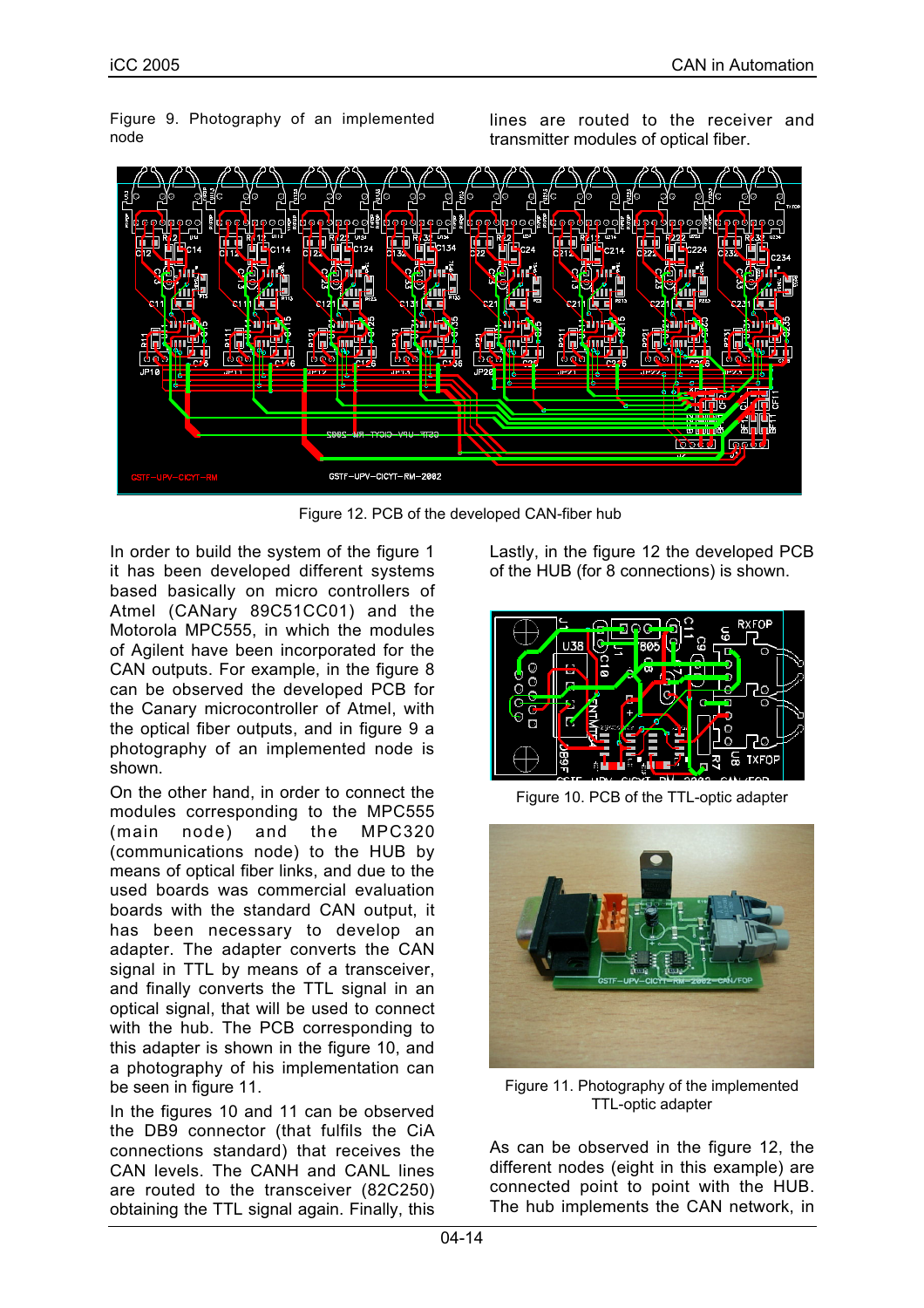Figure 9. Photography of an implemented node

lines are routed to the receiver and transmitter modules of optical fiber.

Figure 12. PCB of the developed CAN-fiber hub

In order to build the system of the figure 1 it has been developed different systems based basically on micro controllers of Atmel (CANary 89C51CC01) and the Motorola MPC555, in which the modules of Agilent have been incorporated for the CAN outputs. For example, in the figure 8 can be observed the developed PCB for the Canary microcontroller of Atmel, with the optical fiber outputs, and in figure 9 a photography of an implemented node is shown.

On the other hand, in order to connect the modules corresponding to the MPC555 (main node) and the MPC320 (communications node) to the HUB by means of optical fiber links, and due to the used boards was commercial evaluation boards with the standard CAN output, it has been necessary to develop an adapter. The adapter converts the CAN signal in TTL by means of a transceiver, and finally converts the TTL signal in an optical signal, that will be used to connect with the hub. The PCB corresponding to this adapter is shown in the figure 10, and a photography of his implementation can be seen in figure 11.

In the figures 10 and 11 can be observed the DB9 connector (that fulfils the CiA connections standard) that receives the CAN levels. The CANH and CANL lines are routed to the transceiver (82C250) obtaining the TTL signal again. Finally, this

Lastly, in the figure 12 the developed PCB of the HUB (for 8 connections) is shown.

Figure 10. PCB of the TTL-optic adapter

Figure 11. Photography of the implemented TTL-optic adapter

As can be observed in the figure 12, the different nodes (eight in this example) are connected point to point with the HUB. The hub implements the CAN network, in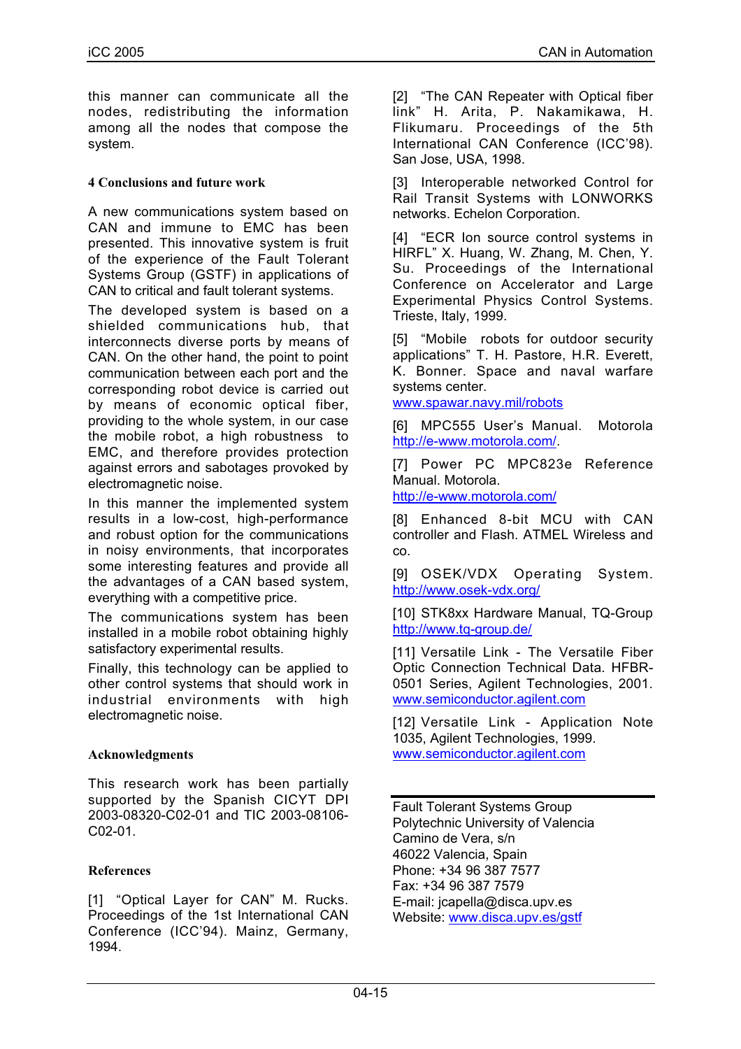this manner can communicate all the nodes, redistributing the information among all the nodes that compose the system.

## 4 Conclusions and future work

A new communications system based on CAN and immune to EMC has been presented. This innovative system is fruit of the experience of the Fault Tolerant Systems Group (GSTF) in applications of CAN to critical and fault tolerant systems.

The developed system is based on a shielded communications hub, that interconnects diverse ports by means of CAN. On the other hand, the point to point communication between each port and the corresponding robot device is carried out by means of economic optical fiber, providing to the whole system, in our case the mobile robot, a high robustness to EMC, and therefore provides protection against errors and sabotages provoked by electromagnetic noise.

In this manner the implemented system results in a low-cost, high-performance and robust option for the communications in noisy environments, that incorporates some interesting features and provide all the advantages of a CAN based system, everything with a competitive price.

The communications system has been installed in a mobile robot obtaining highly satisfactory experimental results.

Finally, this technology can be applied to other control systems that should work in industrial environments with high electromagnetic noise.

## Acknowledgments

This research work has been partially supported by the Spanish CICYT DPI 2003-08320-C02-01 and TIC 2003-08106-C02-01.

## References

[1] "Optical Layer for CAN" M. Rucks. Proceedings of the 1st International CAN Conference (ICC'94). Mainz, Germany, 1994.

[2] "The CAN Repeater with Optical fiber link" H. Arita, P. Nakamikawa, H. Flikumaru. Proceedings of the 5th International CAN Conference (ICC'98). San Jose, USA, 1998.

[3] Interoperable networked Control for Rail Transit Systems with LONWORKS networks. Echelon Corporation.

[4] "ECR Ion source control systems in HIRFL" X. Huang, W. Zhang, M. Chen, Y. Su. Proceedings of the International Conference on Accelerator and Large Experimental Physics Control Systems. Trieste, Italy, 1999.

[5] "Mobile robots for outdoor security applications" T. H. Pastore, H.R. Everett, K. Bonner. Space and naval warfare systems center.
www.spawar.navy.mil/robots

[6] MPC555 User's Manual. Motorola http://e-www.motorola.com/.

[7] Power PC MPC823e Reference Manual. Motorola.
http://e-www.motorola.com/

[8] Enhanced 8-bit MCU with CAN controller and Flash. ATMEL Wireless and co.

[9] OSEK/VDX Operating System.
http://www.osek-vdx.org/

[10] STK8xx Hardware Manual, TQ-Group
http://www.tq-group.de/

[11] Versatile Link - The Versatile Fiber Optic Connection Technical Data. HFBR-0501 Series, Agilent Technologies, 2001.
www.semiconductor.agilent.com

[12] Versatile Link - Application Note 1035, Agilent Technologies, 1999.
www.semiconductor.agilent.com

---

Fault Tolerant Systems Group
Polytechnic University of Valencia
Camino de Vera, s/n
46022 Valencia, Spain
Phone: +34 96 387 7577
Fax: +34 96 387 7579
E-mail: jcapella@disca.upv.es
Website: www.disca.upv.es/gstf